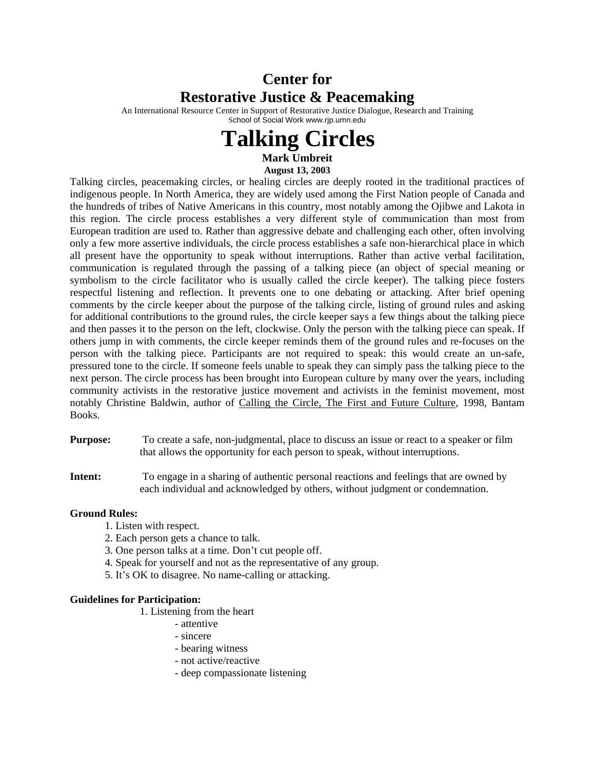# Center for Restorative Justice & Peacemaking

An International Resource Center in Support of Restorative Justice Dialogue, Research and Training
School of Social Work www.rjp.umn.edu

# Talking Circles

**Mark Umbreit**
**August 13, 2003**

Talking circles, peacemaking circles, or healing circles are deeply rooted in the traditional practices of indigenous people. In North America, they are widely used among the First Nation people of Canada and the hundreds of tribes of Native Americans in this country, most notably among the Ojibwe and Lakota in this region. The circle process establishes a very different style of communication than most from European tradition are used to. Rather than aggressive debate and challenging each other, often involving only a few more assertive individuals, the circle process establishes a safe non-hierarchical place in which all present have the opportunity to speak without interruptions. Rather than active verbal facilitation, communication is regulated through the passing of a talking piece (an object of special meaning or symbolism to the circle facilitator who is usually called the circle keeper). The talking piece fosters respectful listening and reflection. It prevents one to one debating or attacking. After brief opening comments by the circle keeper about the purpose of the talking circle, listing of ground rules and asking for additional contributions to the ground rules, the circle keeper says a few things about the talking piece and then passes it to the person on the left, clockwise. Only the person with the talking piece can speak. If others jump in with comments, the circle keeper reminds them of the ground rules and re-focuses on the person with the talking piece. Participants are not required to speak: this would create an un-safe, pressured tone to the circle. If someone feels unable to speak they can simply pass the talking piece to the next person. The circle process has been brought into European culture by many over the years, including community activists in the restorative justice movement and activists in the feminist movement, most notably Christine Baldwin, author of Calling the Circle, The First and Future Culture, 1998, Bantam Books.

**Purpose:** To create a safe, non-judgmental, place to discuss an issue or react to a speaker or film that allows the opportunity for each person to speak, without interruptions.

**Intent:** To engage in a sharing of authentic personal reactions and feelings that are owned by each individual and acknowledged by others, without judgment or condemnation.

**Ground Rules:**

1. Listen with respect.
2. Each person gets a chance to talk.
3. One person talks at a time. Don't cut people off.
4. Speak for yourself and not as the representative of any group.
5. It's OK to disagree. No name-calling or attacking.

**Guidelines for Participation:**

1. Listening from the heart
    - attentive
    - sincere
    - bearing witness
    - not active/reactive
    - deep compassionate listening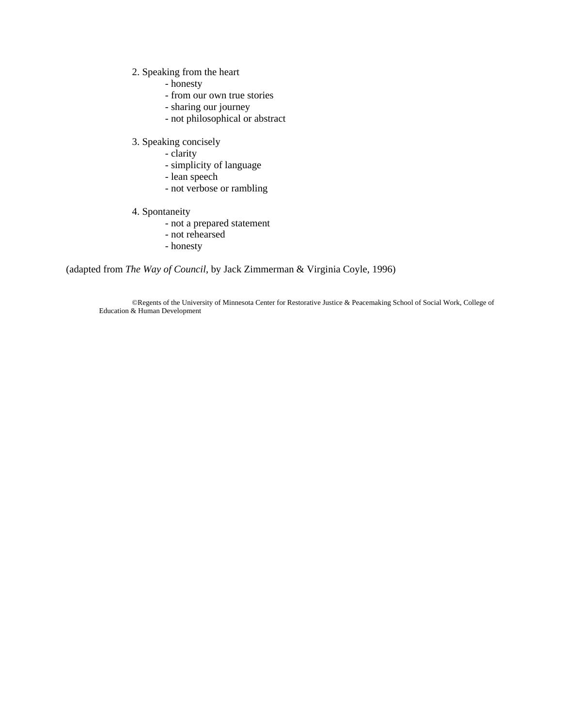2. Speaking from the heart
    - honesty
    - from our own true stories
    - sharing our journey
    - not philosophical or abstract

3. Speaking concisely
    - clarity
    - simplicity of language
    - lean speech
    - not verbose or rambling

4. Spontaneity
    - not a prepared statement
    - not rehearsed
    - honesty

(adapted from *The Way of Council*, by Jack Zimmerman & Virginia Coyle, 1996)

©Regents of the University of Minnesota Center for Restorative Justice & Peacemaking School of Social Work, College of Education & Human Development